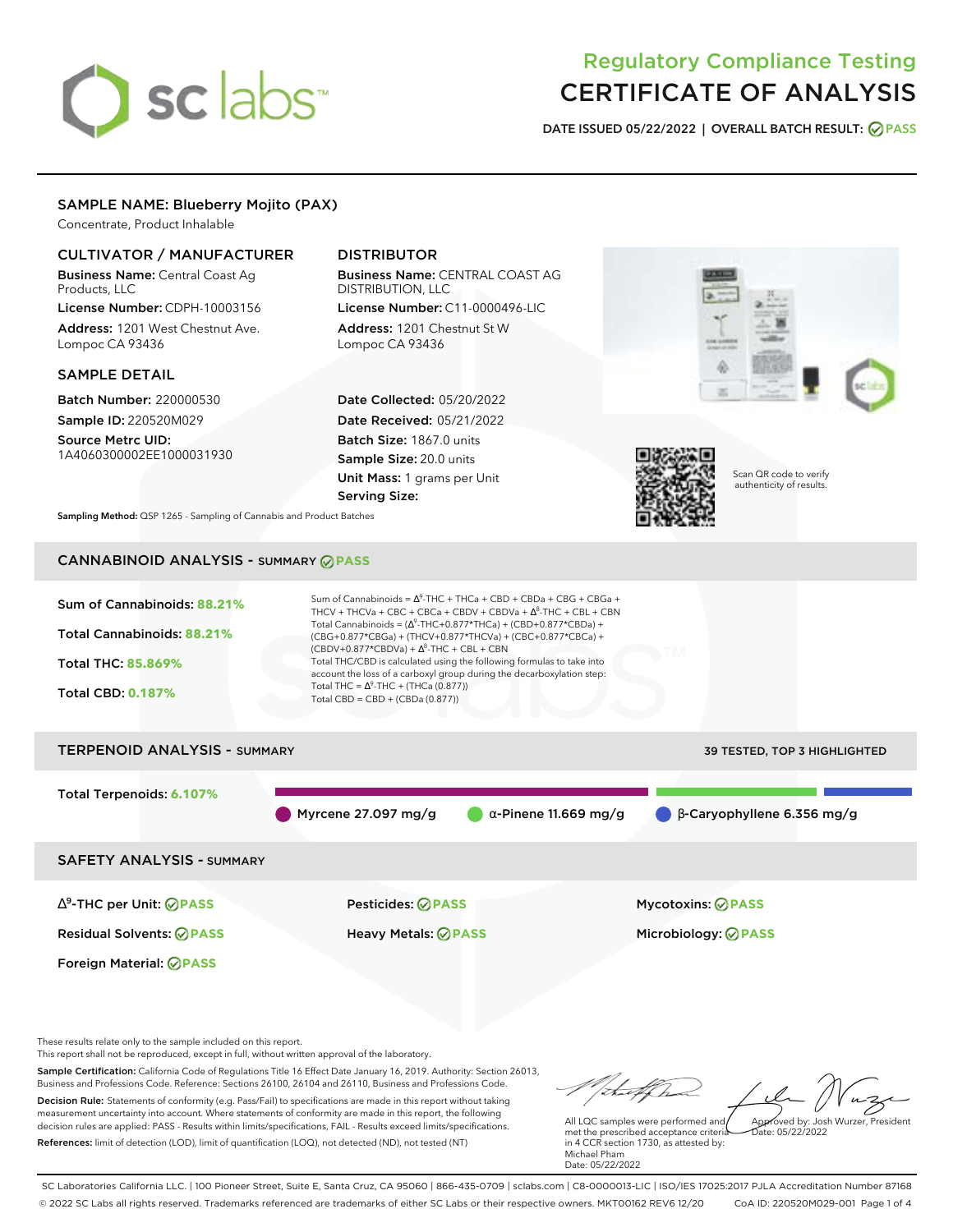# Regulatory Compliance Testing
# CERTIFICATE OF ANALYSIS

**DATE ISSUED 05/22/2022 | OVERALL BATCH RESULT: PASS**

## SAMPLE NAME: Blueberry Mojito (PAX)

Concentrate, Product Inhalable

### CULTIVATOR / MANUFACTURER

**Business Name:** Central Coast Ag Products, LLC

**License Number:** CDPH-10003156

**Address:** 1201 West Chestnut Ave. Lompoc CA 93436

### DISTRIBUTOR

**Business Name:** CENTRAL COAST AG DISTRIBUTION, LLC

**License Number:** C11-0000496-LIC

**Address:** 1201 Chestnut St W Lompoc CA 93436

### SAMPLE DETAIL

**Batch Number:** 220000530

**Sample ID:** 220520M029

**Source Metrc UID:** 1A4060300002EE1000031930

**Date Collected:** 05/20/2022

**Date Received:** 05/21/2022

**Batch Size:** 1867.0 units

**Sample Size:** 20.0 units

**Unit Mass:** 1 grams per Unit

**Serving Size:**

Scan QR code to verify authenticity of results.

**Sampling Method:** QSP 1265 - Sampling of Cannabis and Product Batches

## CANNABINOID ANALYSIS - SUMMARY PASS

**Sum of Cannabinoids:** 88.21%

**Total Cannabinoids:** 88.21%

**Total THC:** 85.869%

**Total CBD:** 0.187%

Sum of Cannabinoids = Δ$^9$-THC + THCa + CBD + CBDa + CBG + CBGa + THCV + THCVa + CBC + CBCa + CBDV + CBDVa + Δ$^8$-THC + CBL + CBN

Total Cannabinoids = (Δ$^9$-THC+0.877*THCa) + (CBD+0.877*CBDa) + (CBG+0.877*CBGa) + (THCV+0.877*THCVa) + (CBC+0.877*CBCa) + (CBDV+0.877*CBDVa) + Δ$^8$-THC + CBL + CBN

Total THC/CBD is calculated using the following formulas to take into account the loss of a carboxyl group during the decarboxylation step:

Total THC = Δ$^9$-THC + (THCa (0.877))

Total CBD = CBD + (CBDa (0.877))

## TERPENOID ANALYSIS - SUMMARY

39 TESTED, TOP 3 HIGHLIGHTED

**Total Terpenoids:** 6.107%

- Myrcene 27.097 mg/g
- α-Pinene 11.669 mg/g
- β-Caryophyllene 6.356 mg/g

## SAFETY ANALYSIS - SUMMARY

| | | |
|---|---|---|
| Δ$^9$-THC per Unit: PASS | Pesticides: PASS | Mycotoxins: PASS |
| Residual Solvents: PASS | Heavy Metals: PASS | Microbiology: PASS |
| Foreign Material: PASS | | |

These results relate only to the sample included on this report.
This report shall not be reproduced, except in full, without written approval of the laboratory.

**Sample Certification:** California Code of Regulations Title 16 Effect Date January 16, 2019. Authority: Section 26013, Business and Professions Code. Reference: Sections 26100, 26104 and 26110, Business and Professions Code.

**Decision Rule:** Statements of conformity (e.g. Pass/Fail) to specifications are made in this report without taking measurement uncertainty into account. Where statements of conformity are made in this report, the following decision rules are applied: PASS - Results within limits/specifications, FAIL - Results exceed limits/specifications.

**References:** limit of detection (LOD), limit of quantification (LOQ), not detected (ND), not tested (NT)

All LQC samples were performed and met the prescribed acceptance criteria in 4 CCR section 1730, as attested by: Michael Pham
Date: 05/22/2022

Approved by: Josh Wurzer, President
Date: 05/22/2022

SC Laboratories California LLC. | 100 Pioneer Street, Suite E, Santa Cruz, CA 95060 | 866-435-0709 | sclabs.com | C8-0000013-LIC | ISO/IES 17025:2017 PJLA Accreditation Number 87168
© 2022 SC Labs all rights reserved. Trademarks referenced are trademarks of either SC Labs or their respective owners. MKT00162 REV6 12/20 CoA ID: 220520M029-001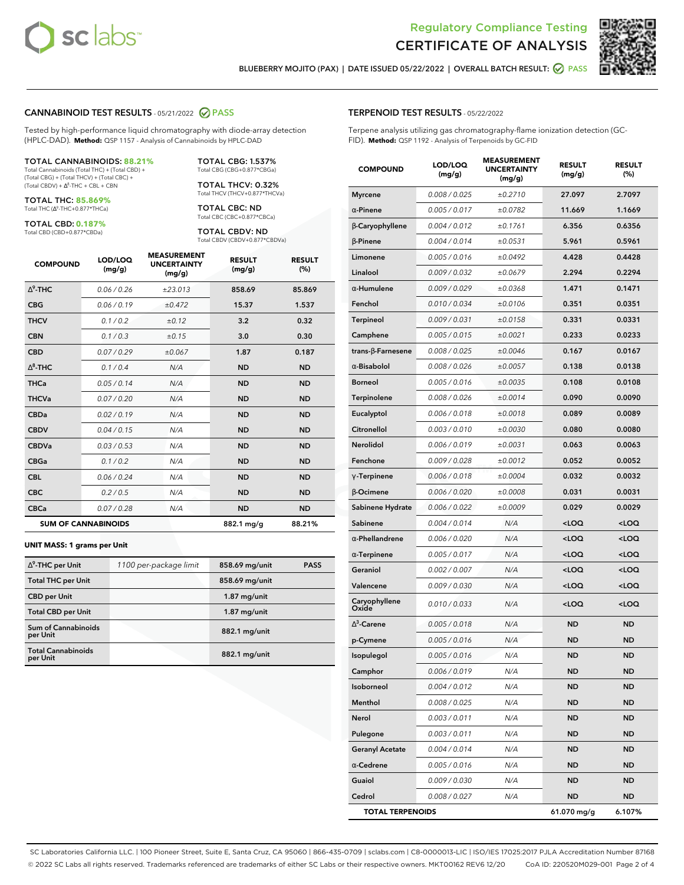# Regulatory Compliance Testing
# CERTIFICATE OF ANALYSIS

BLUEBERRY MOJITO (PAX) | DATE ISSUED 05/22/2022 | OVERALL BATCH RESULT: PASS

## CANNABINOID TEST RESULTS - 05/21/2022 PASS

Tested by high-performance liquid chromatography with diode-array detection (HPLC-DAD). **Method:** QSP 1157 - Analysis of Cannabinoids by HPLC-DAD

**TOTAL CANNABINOIDS: 88.21%**
Total Cannabinoids (Total THC) + (Total CBD) + (Total CBG) + (Total THCV) + (Total CBC) + (Total CBDV) + $\Delta^8$-THC + CBL + CBN

**TOTAL THC: 85.869%**
Total THC ($\Delta^9$-THC+0.877*THCa)

**TOTAL CBD: 0.187%**
Total CBD (CBD+0.877*CBDa)

**TOTAL CBG: 1.537%**
Total CBG (CBG+0.877*CBGa)

**TOTAL THCV: 0.32%**
Total THCV (THCV+0.877*THCVa)

**TOTAL CBC: ND**
Total CBC (CBC+0.877*CBCa)

**TOTAL CBDV: ND**
Total CBDV (CBDV+0.877*CBDVa)

| COMPOUND | LOD/LOQ (mg/g) | MEASUREMENT UNCERTAINTY (mg/g) | RESULT (mg/g) | RESULT (%) |
|---|---|---|---|---|
| $\Delta^9$-THC | 0.06 / 0.26 | ±23.013 | 858.69 | 85.869 |
| CBG | 0.06 / 0.19 | ±0.472 | 15.37 | 1.537 |
| THCV | 0.1 / 0.2 | ±0.12 | 3.2 | 0.32 |
| CBN | 0.1 / 0.3 | ±0.15 | 3.0 | 0.30 |
| CBD | 0.07 / 0.29 | ±0.067 | 1.87 | 0.187 |
| $\Delta^8$-THC | 0.1 / 0.4 | N/A | ND | ND |
| THCa | 0.05 / 0.14 | N/A | ND | ND |
| THCVa | 0.07 / 0.20 | N/A | ND | ND |
| CBDa | 0.02 / 0.19 | N/A | ND | ND |
| CBDV | 0.04 / 0.15 | N/A | ND | ND |
| CBDVa | 0.03 / 0.53 | N/A | ND | ND |
| CBGa | 0.1 / 0.2 | N/A | ND | ND |
| CBL | 0.06 / 0.24 | N/A | ND | ND |
| CBC | 0.2 / 0.5 | N/A | ND | ND |
| CBCa | 0.07 / 0.28 | N/A | ND | ND |
| **SUM OF CANNABINOIDS** | | | 882.1 mg/g | 88.21% |

**UNIT MASS: 1 grams per Unit**

| | | | |
|---|---|---|---|
| $\Delta^9$-THC per Unit | 1100 per-package limit | 858.69 mg/unit | PASS |
| Total THC per Unit | | 858.69 mg/unit | |
| CBD per Unit | | 1.87 mg/unit | |
| Total CBD per Unit | | 1.87 mg/unit | |
| Sum of Cannabinoids per Unit | | 882.1 mg/unit | |
| Total Cannabinoids per Unit | | 882.1 mg/unit | |

## TERPENOID TEST RESULTS - 05/22/2022

Terpene analysis utilizing gas chromatography-flame ionization detection (GC-FID). **Method:** QSP 1192 - Analysis of Terpenoids by GC-FID

| COMPOUND | LOD/LOQ (mg/g) | MEASUREMENT UNCERTAINTY (mg/g) | RESULT (mg/g) | RESULT (%) |
|---|---|---|---|---|
| Myrcene | 0.008 / 0.025 | ±0.2710 | 27.097 | 2.7097 |
| α-Pinene | 0.005 / 0.017 | ±0.0782 | 11.669 | 1.1669 |
| β-Caryophyllene | 0.004 / 0.012 | ±0.1761 | 6.356 | 0.6356 |
| β-Pinene | 0.004 / 0.014 | ±0.0531 | 5.961 | 0.5961 |
| Limonene | 0.005 / 0.016 | ±0.0492 | 4.428 | 0.4428 |
| Linalool | 0.009 / 0.032 | ±0.0679 | 2.294 | 0.2294 |
| α-Humulene | 0.009 / 0.029 | ±0.0368 | 1.471 | 0.1471 |
| Fenchol | 0.010 / 0.034 | ±0.0106 | 0.351 | 0.0351 |
| Terpineol | 0.009 / 0.031 | ±0.0158 | 0.331 | 0.0331 |
| Camphene | 0.005 / 0.015 | ±0.0021 | 0.233 | 0.0233 |
| trans-β-Farnesene | 0.008 / 0.025 | ±0.0046 | 0.167 | 0.0167 |
| α-Bisabolol | 0.008 / 0.026 | ±0.0057 | 0.138 | 0.0138 |
| Borneol | 0.005 / 0.016 | ±0.0035 | 0.108 | 0.0108 |
| Terpinolene | 0.008 / 0.026 | ±0.0014 | 0.090 | 0.0090 |
| Eucalyptol | 0.006 / 0.018 | ±0.0018 | 0.089 | 0.0089 |
| Citronellol | 0.003 / 0.010 | ±0.0030 | 0.080 | 0.0080 |
| Nerolidol | 0.006 / 0.019 | ±0.0031 | 0.063 | 0.0063 |
| Fenchone | 0.009 / 0.028 | ±0.0012 | 0.052 | 0.0052 |
| γ-Terpinene | 0.006 / 0.018 | ±0.0004 | 0.032 | 0.0032 |
| β-Ocimene | 0.006 / 0.020 | ±0.0008 | 0.031 | 0.0031 |
| Sabinene Hydrate | 0.006 / 0.022 | ±0.0009 | 0.029 | 0.0029 |
| Sabinene | 0.004 / 0.014 | N/A | <LOQ | <LOQ |
| α-Phellandrene | 0.006 / 0.020 | N/A | <LOQ | <LOQ |
| α-Terpinene | 0.005 / 0.017 | N/A | <LOQ | <LOQ |
| Geraniol | 0.002 / 0.007 | N/A | <LOQ | <LOQ |
| Valencene | 0.009 / 0.030 | N/A | <LOQ | <LOQ |
| Caryophyllene Oxide | 0.010 / 0.033 | N/A | <LOQ | <LOQ |
| $\Delta^3$-Carene | 0.005 / 0.018 | N/A | ND | ND |
| p-Cymene | 0.005 / 0.016 | N/A | ND | ND |
| Isopulegol | 0.005 / 0.016 | N/A | ND | ND |
| Camphor | 0.006 / 0.019 | N/A | ND | ND |
| Isoborneol | 0.004 / 0.012 | N/A | ND | ND |
| Menthol | 0.008 / 0.025 | N/A | ND | ND |
| Nerol | 0.003 / 0.011 | N/A | ND | ND |
| Pulegone | 0.003 / 0.011 | N/A | ND | ND |
| Geranyl Acetate | 0.004 / 0.014 | N/A | ND | ND |
| α-Cedrene | 0.005 / 0.016 | N/A | ND | ND |
| Guaiol | 0.009 / 0.030 | N/A | ND | ND |
| Cedrol | 0.008 / 0.027 | N/A | ND | ND |
| **TOTAL TERPENOIDS** | | | 61.070 mg/g | 6.107% |

SC Laboratories California LLC. | 100 Pioneer Street, Suite E, Santa Cruz, CA 95060 | 866-435-0709 | sclabs.com | C8-0000013-LIC | ISO/IES 17025:2017 PJLA Accreditation Number 87168
© 2022 SC Labs all rights reserved. Trademarks referenced are trademarks of either SC Labs or their respective owners. MKT00162 REV6 12/20 CoA ID: 220520M029-001